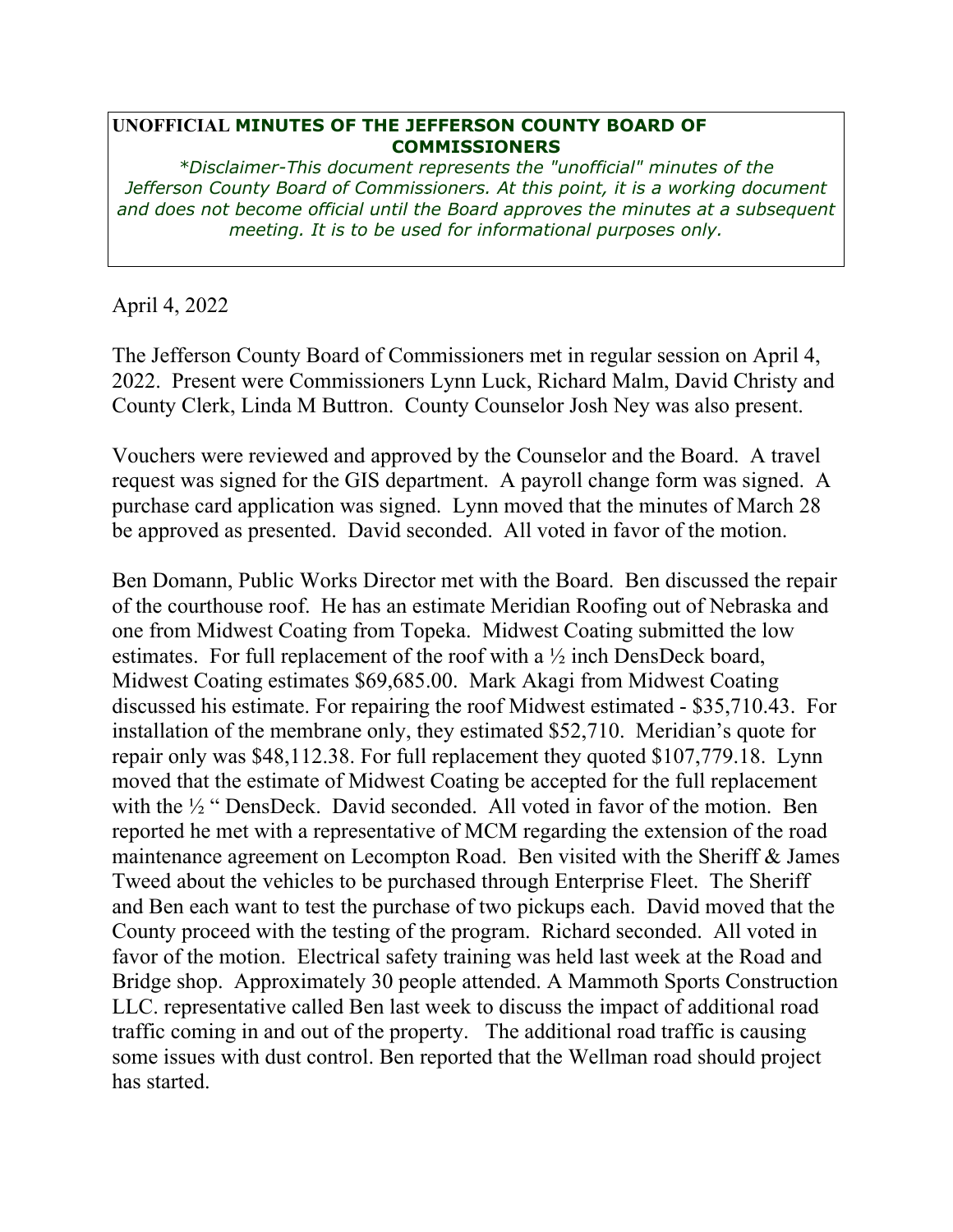**UNOFFICIAL MINUTES OF THE JEFFERSON COUNTY BOARD OF COMMISSIONERS**

*\*Disclaimer-This document represents the "unofficial" minutes of the Jefferson County Board of Commissioners. At this point, it is a working document and does not become official until the Board approves the minutes at a subsequent meeting. It is to be used for informational purposes only.*

April 4, 2022

The Jefferson County Board of Commissioners met in regular session on April 4, 2022. Present were Commissioners Lynn Luck, Richard Malm, David Christy and County Clerk, Linda M Buttron. County Counselor Josh Ney was also present.

Vouchers were reviewed and approved by the Counselor and the Board. A travel request was signed for the GIS department. A payroll change form was signed. A purchase card application was signed. Lynn moved that the minutes of March 28 be approved as presented. David seconded. All voted in favor of the motion.

Ben Domann, Public Works Director met with the Board. Ben discussed the repair of the courthouse roof. He has an estimate Meridian Roofing out of Nebraska and one from Midwest Coating from Topeka. Midwest Coating submitted the low estimates. For full replacement of the roof with a ½ inch DensDeck board, Midwest Coating estimates $69,685.00. Mark Akagi from Midwest Coating discussed his estimate. For repairing the roof Midwest estimated - $35,710.43. For installation of the membrane only, they estimated $52,710. Meridian's quote for repair only was $48,112.38. For full replacement they quoted $107,779.18. Lynn moved that the estimate of Midwest Coating be accepted for the full replacement with the ½ " DensDeck. David seconded. All voted in favor of the motion. Ben reported he met with a representative of MCM regarding the extension of the road maintenance agreement on Lecompton Road. Ben visited with the Sheriff & James Tweed about the vehicles to be purchased through Enterprise Fleet. The Sheriff and Ben each want to test the purchase of two pickups each. David moved that the County proceed with the testing of the program. Richard seconded. All voted in favor of the motion. Electrical safety training was held last week at the Road and Bridge shop. Approximately 30 people attended. A Mammoth Sports Construction LLC. representative called Ben last week to discuss the impact of additional road traffic coming in and out of the property. The additional road traffic is causing some issues with dust control. Ben reported that the Wellman road should project has started.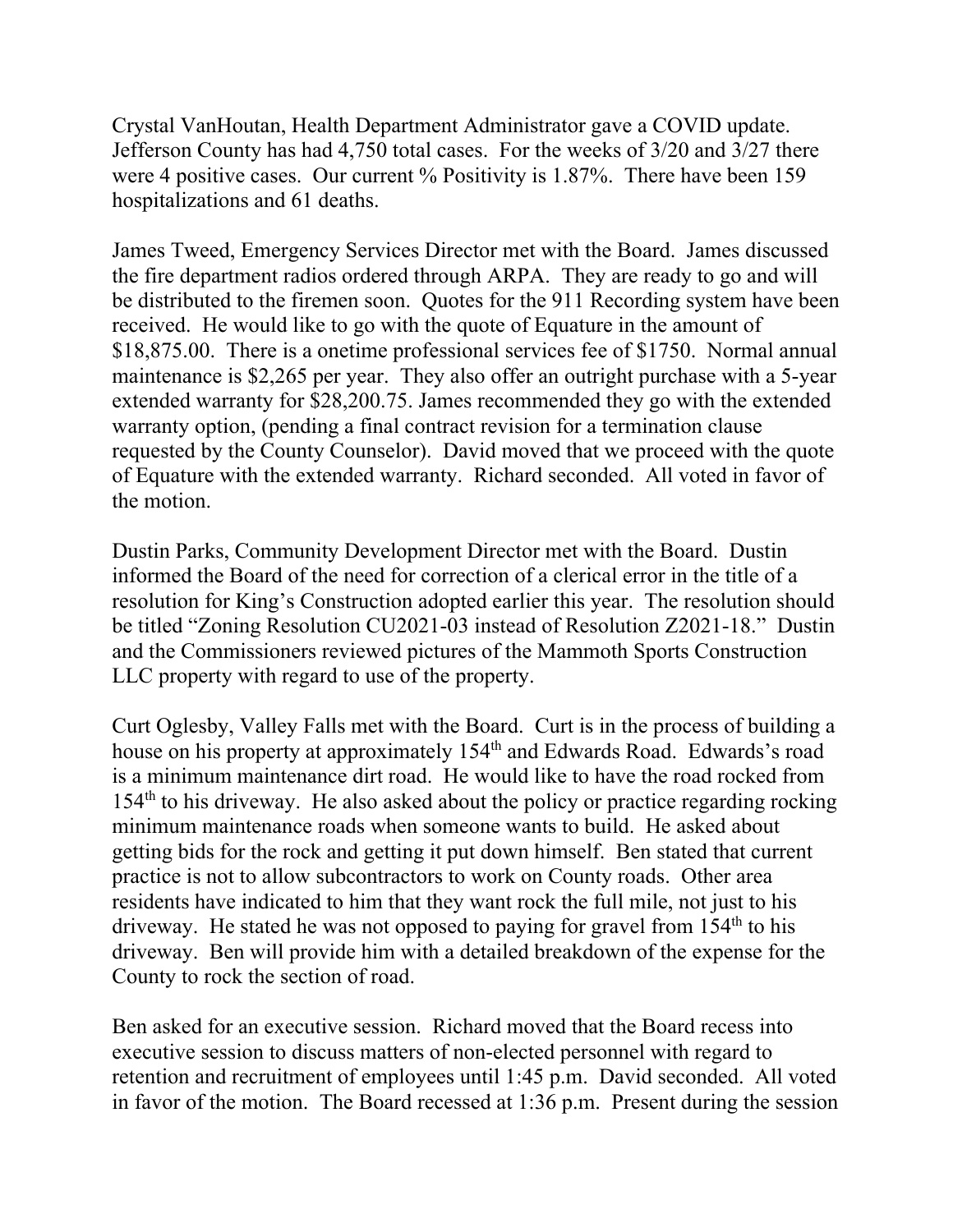Crystal VanHoutan, Health Department Administrator gave a COVID update. Jefferson County has had 4,750 total cases. For the weeks of 3/20 and 3/27 there were 4 positive cases. Our current % Positivity is 1.87%. There have been 159 hospitalizations and 61 deaths.

James Tweed, Emergency Services Director met with the Board. James discussed the fire department radios ordered through ARPA. They are ready to go and will be distributed to the firemen soon. Quotes for the 911 Recording system have been received. He would like to go with the quote of Equature in the amount of $18,875.00. There is a onetime professional services fee of $1750. Normal annual maintenance is $2,265 per year. They also offer an outright purchase with a 5-year extended warranty for $28,200.75. James recommended they go with the extended warranty option, (pending a final contract revision for a termination clause requested by the County Counselor). David moved that we proceed with the quote of Equature with the extended warranty. Richard seconded. All voted in favor of the motion.

Dustin Parks, Community Development Director met with the Board. Dustin informed the Board of the need for correction of a clerical error in the title of a resolution for King's Construction adopted earlier this year. The resolution should be titled "Zoning Resolution CU2021-03 instead of Resolution Z2021-18." Dustin and the Commissioners reviewed pictures of the Mammoth Sports Construction LLC property with regard to use of the property.

Curt Oglesby, Valley Falls met with the Board. Curt is in the process of building a house on his property at approximately 154th and Edwards Road. Edwards's road is a minimum maintenance dirt road. He would like to have the road rocked from 154th to his driveway. He also asked about the policy or practice regarding rocking minimum maintenance roads when someone wants to build. He asked about getting bids for the rock and getting it put down himself. Ben stated that current practice is not to allow subcontractors to work on County roads. Other area residents have indicated to him that they want rock the full mile, not just to his driveway. He stated he was not opposed to paying for gravel from 154th to his driveway. Ben will provide him with a detailed breakdown of the expense for the County to rock the section of road.

Ben asked for an executive session. Richard moved that the Board recess into executive session to discuss matters of non-elected personnel with regard to retention and recruitment of employees until 1:45 p.m. David seconded. All voted in favor of the motion. The Board recessed at 1:36 p.m. Present during the session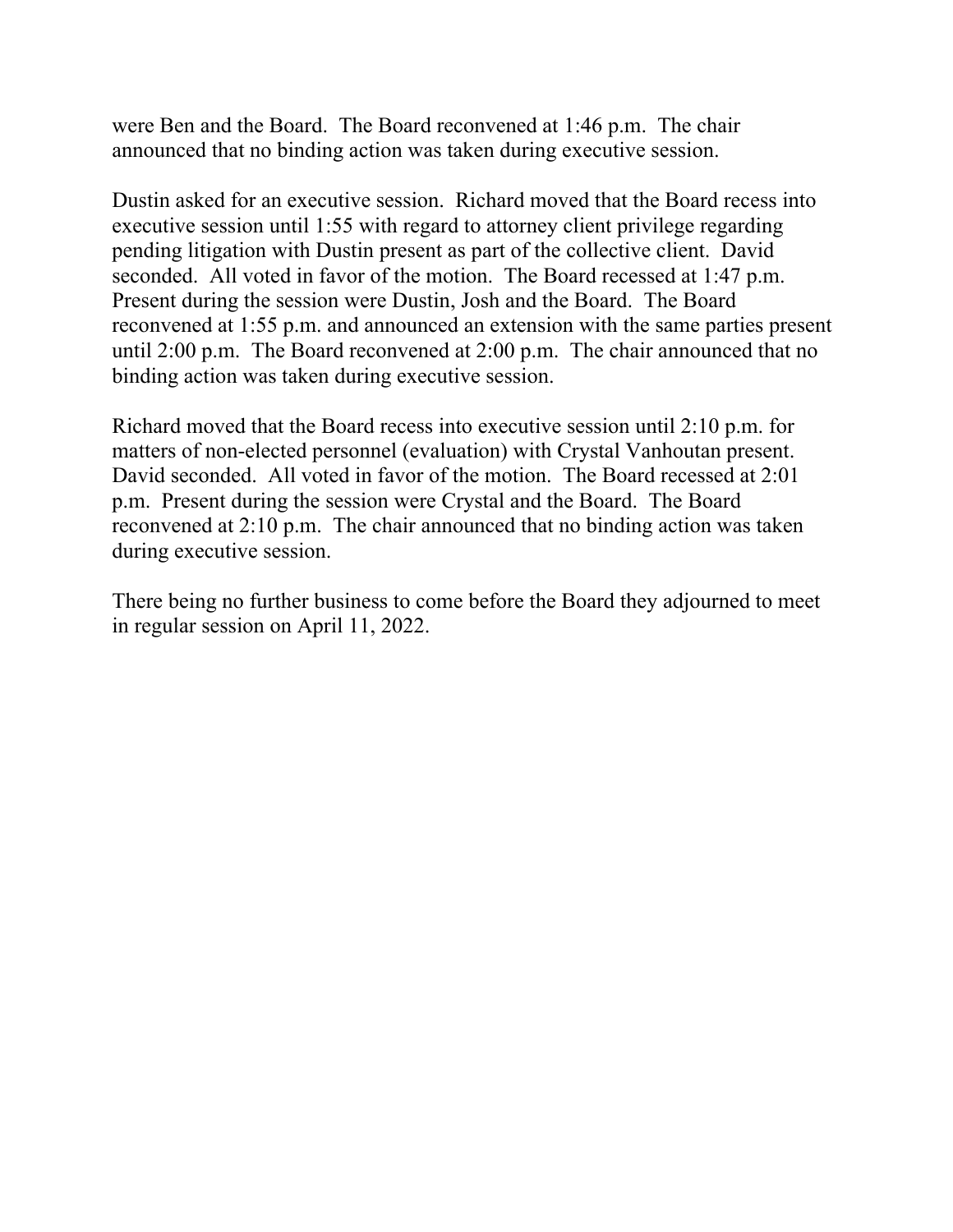were Ben and the Board. The Board reconvened at 1:46 p.m. The chair announced that no binding action was taken during executive session.

Dustin asked for an executive session. Richard moved that the Board recess into executive session until 1:55 with regard to attorney client privilege regarding pending litigation with Dustin present as part of the collective client. David seconded. All voted in favor of the motion. The Board recessed at 1:47 p.m. Present during the session were Dustin, Josh and the Board. The Board reconvened at 1:55 p.m. and announced an extension with the same parties present until 2:00 p.m. The Board reconvened at 2:00 p.m. The chair announced that no binding action was taken during executive session.

Richard moved that the Board recess into executive session until 2:10 p.m. for matters of non-elected personnel (evaluation) with Crystal Vanhoutan present. David seconded. All voted in favor of the motion. The Board recessed at 2:01 p.m. Present during the session were Crystal and the Board. The Board reconvened at 2:10 p.m. The chair announced that no binding action was taken during executive session.

There being no further business to come before the Board they adjourned to meet in regular session on April 11, 2022.